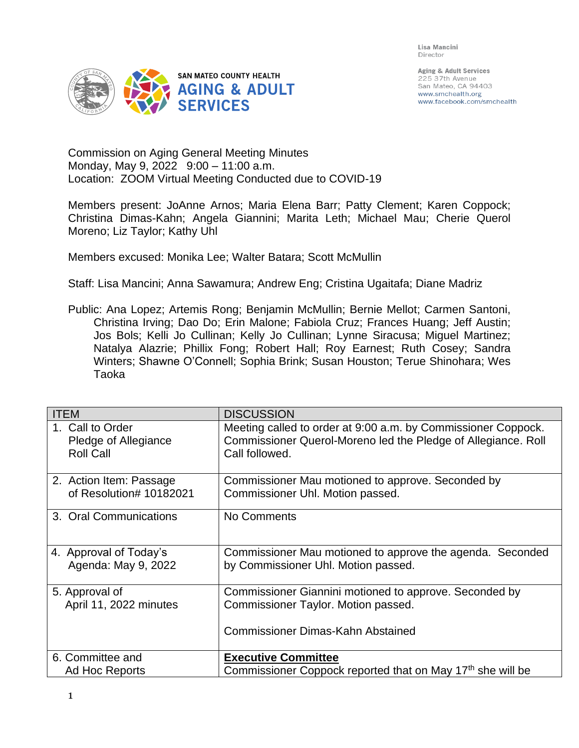SAN MATEO COUNTY HEALTH
AGING & ADULT SERVICES

Lisa Mancini
Director

Aging & Adult Services
225 37th Avenue
San Mateo, CA 94403
www.smchealth.org
www.facebook.com/smchealth

Commission on Aging General Meeting Minutes
Monday, May 9, 2022 9:00 – 11:00 a.m.
Location: ZOOM Virtual Meeting Conducted due to COVID-19

Members present: JoAnne Arnos; Maria Elena Barr; Patty Clement; Karen Coppock; Christina Dimas-Kahn; Angela Giannini; Marita Leth; Michael Mau; Cherie Querol Moreno; Liz Taylor; Kathy Uhl

Members excused: Monika Lee; Walter Batara; Scott McMullin

Staff: Lisa Mancini; Anna Sawamura; Andrew Eng; Cristina Ugaitafa; Diane Madriz

Public: Ana Lopez; Artemis Rong; Benjamin McMullin; Bernie Mellot; Carmen Santoni, Christina Irving; Dao Do; Erin Malone; Fabiola Cruz; Frances Huang; Jeff Austin; Jos Bols; Kelli Jo Cullinan; Kelly Jo Cullinan; Lynne Siracusa; Miguel Martinez; Natalya Alazrie; Phillix Fong; Robert Hall; Roy Earnest; Ruth Cosey; Sandra Winters; Shawne O'Connell; Sophia Brink; Susan Houston; Terue Shinohara; Wes Taoka

| ITEM | DISCUSSION |
|---|---|
| 1. Call to Order<br>Pledge of Allegiance<br>Roll Call | Meeting called to order at 9:00 a.m. by Commissioner Coppock. Commissioner Querol-Moreno led the Pledge of Allegiance. Roll Call followed. |
| 2. Action Item: Passage of Resolution# 10182021 | Commissioner Mau motioned to approve. Seconded by Commissioner Uhl. Motion passed. |
| 3. Oral Communications | No Comments |
| 4. Approval of Today's Agenda: May 9, 2022 | Commissioner Mau motioned to approve the agenda. Seconded by Commissioner Uhl. Motion passed. |
| 5. Approval of April 11, 2022 minutes | Commissioner Giannini motioned to approve. Seconded by Commissioner Taylor. Motion passed.<br><br>Commissioner Dimas-Kahn Abstained |
| 6. Committee and Ad Hoc Reports | **Executive Committee**<br>Commissioner Coppock reported that on May 17th she will be |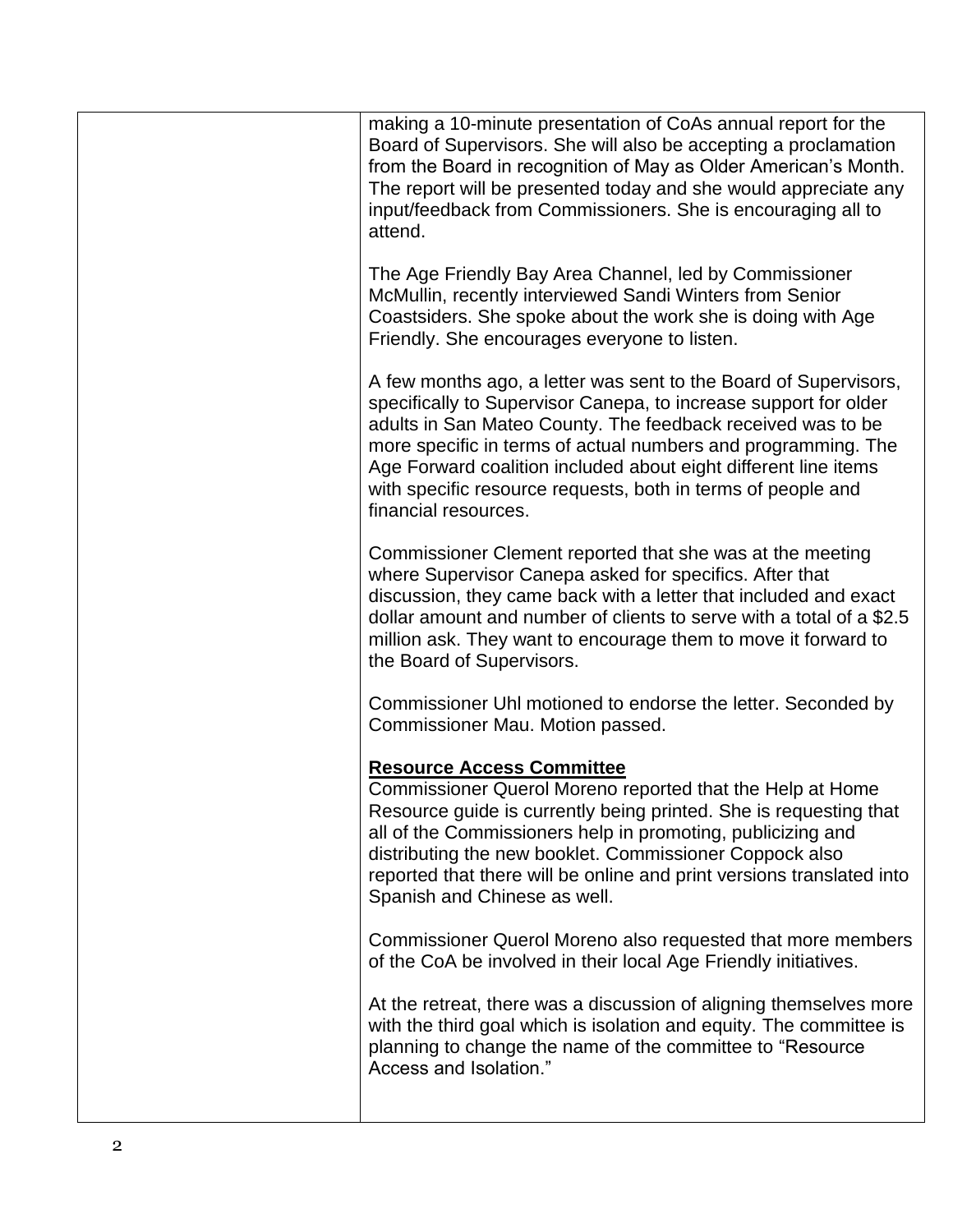| | |
|---|---|
| | making a 10-minute presentation of CoAs annual report for the Board of Supervisors. She will also be accepting a proclamation from the Board in recognition of May as Older American's Month. The report will be presented today and she would appreciate any input/feedback from Commissioners. She is encouraging all to attend.<br><br>The Age Friendly Bay Area Channel, led by Commissioner McMullin, recently interviewed Sandi Winters from Senior Coastsiders. She spoke about the work she is doing with Age Friendly. She encourages everyone to listen.<br><br>A few months ago, a letter was sent to the Board of Supervisors, specifically to Supervisor Canepa, to increase support for older adults in San Mateo County. The feedback received was to be more specific in terms of actual numbers and programming. The Age Forward coalition included about eight different line items with specific resource requests, both in terms of people and financial resources.<br><br>Commissioner Clement reported that she was at the meeting where Supervisor Canepa asked for specifics. After that discussion, they came back with a letter that included and exact dollar amount and number of clients to serve with a total of a $2.5 million ask. They want to encourage them to move it forward to the Board of Supervisors.<br><br>Commissioner Uhl motioned to endorse the letter. Seconded by Commissioner Mau. Motion passed.<br><br>**<u>Resource Access Committee</u>**<br>Commissioner Querol Moreno reported that the Help at Home Resource guide is currently being printed. She is requesting that all of the Commissioners help in promoting, publicizing and distributing the new booklet. Commissioner Coppock also reported that there will be online and print versions translated into Spanish and Chinese as well.<br><br>Commissioner Querol Moreno also requested that more members of the CoA be involved in their local Age Friendly initiatives.<br><br>At the retreat, there was a discussion of aligning themselves more with the third goal which is isolation and equity. The committee is planning to change the name of the committee to "Resource Access and Isolation." |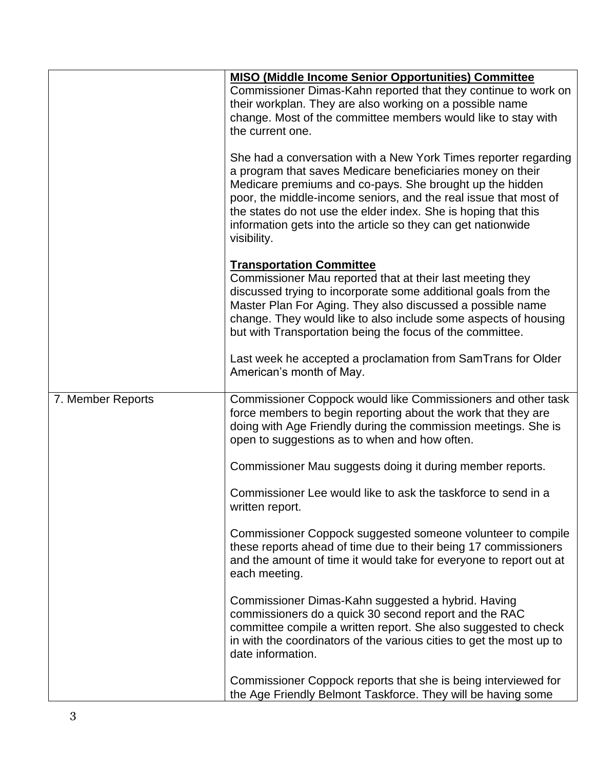| | |
|---|---|
| | **MISO (Middle Income Senior Opportunities) Committee**<br>Commissioner Dimas-Kahn reported that they continue to work on their workplan. They are also working on a possible name change. Most of the committee members would like to stay with the current one.<br><br>She had a conversation with a New York Times reporter regarding a program that saves Medicare beneficiaries money on their Medicare premiums and co-pays. She brought up the hidden poor, the middle-income seniors, and the real issue that most of the states do not use the elder index. She is hoping that this information gets into the article so they can get nationwide visibility.<br><br>**Transportation Committee**<br>Commissioner Mau reported that at their last meeting they discussed trying to incorporate some additional goals from the Master Plan For Aging. They also discussed a possible name change. They would like to also include some aspects of housing but with Transportation being the focus of the committee.<br><br>Last week he accepted a proclamation from SamTrans for Older American's month of May. |
| 7. Member Reports | Commissioner Coppock would like Commissioners and other task force members to begin reporting about the work that they are doing with Age Friendly during the commission meetings. She is open to suggestions as to when and how often.<br><br>Commissioner Mau suggests doing it during member reports.<br><br>Commissioner Lee would like to ask the taskforce to send in a written report.<br><br>Commissioner Coppock suggested someone volunteer to compile these reports ahead of time due to their being 17 commissioners and the amount of time it would take for everyone to report out at each meeting.<br><br>Commissioner Dimas-Kahn suggested a hybrid. Having commissioners do a quick 30 second report and the RAC committee compile a written report. She also suggested to check in with the coordinators of the various cities to get the most up to date information.<br><br>Commissioner Coppock reports that she is being interviewed for the Age Friendly Belmont Taskforce. They will be having some |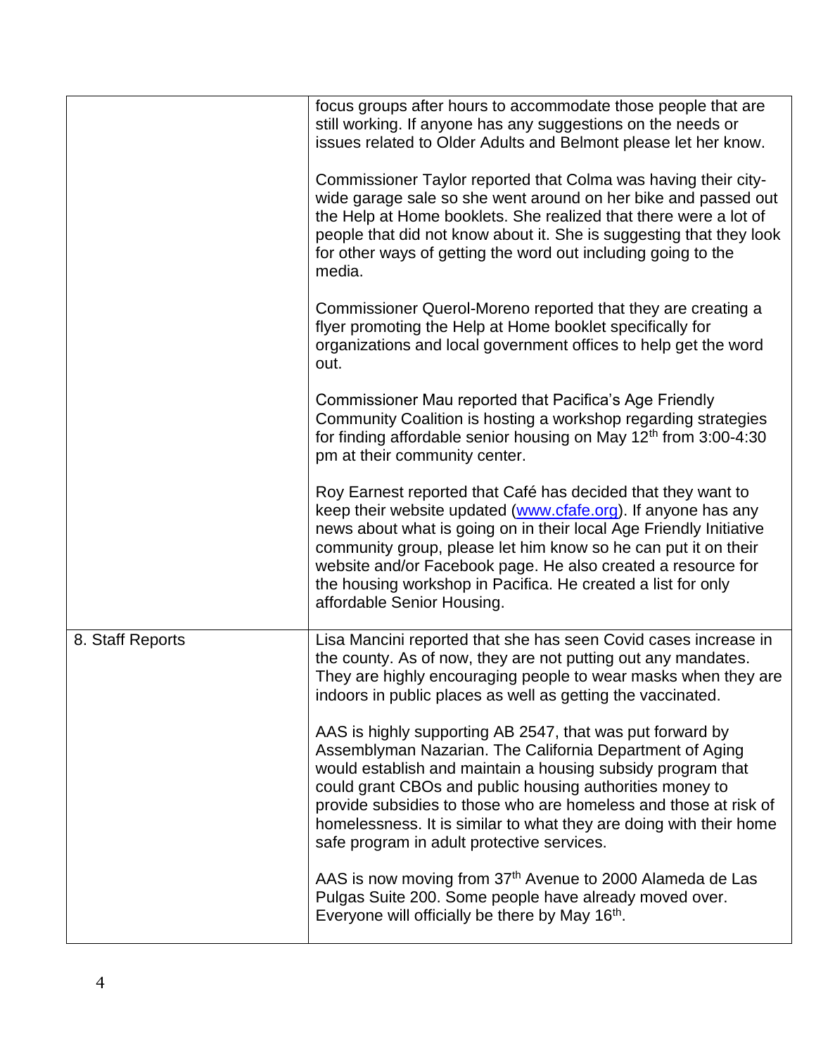| | |
|---|---|
| | focus groups after hours to accommodate those people that are still working. If anyone has any suggestions on the needs or issues related to Older Adults and Belmont please let her know.<br><br>Commissioner Taylor reported that Colma was having their city-wide garage sale so she went around on her bike and passed out the Help at Home booklets. She realized that there were a lot of people that did not know about it. She is suggesting that they look for other ways of getting the word out including going to the media.<br><br>Commissioner Querol-Moreno reported that they are creating a flyer promoting the Help at Home booklet specifically for organizations and local government offices to help get the word out.<br><br>Commissioner Mau reported that Pacifica's Age Friendly Community Coalition is hosting a workshop regarding strategies for finding affordable senior housing on May 12th from 3:00-4:30 pm at their community center.<br><br>Roy Earnest reported that Café has decided that they want to keep their website updated (www.cfafe.org). If anyone has any news about what is going on in their local Age Friendly Initiative community group, please let him know so he can put it on their website and/or Facebook page. He also created a resource for the housing workshop in Pacifica. He created a list for only affordable Senior Housing. |
| 8. Staff Reports | Lisa Mancini reported that she has seen Covid cases increase in the county. As of now, they are not putting out any mandates. They are highly encouraging people to wear masks when they are indoors in public places as well as getting the vaccinated.<br><br>AAS is highly supporting AB 2547, that was put forward by Assemblyman Nazarian. The California Department of Aging would establish and maintain a housing subsidy program that could grant CBOs and public housing authorities money to provide subsidies to those who are homeless and those at risk of homelessness. It is similar to what they are doing with their home safe program in adult protective services.<br><br>AAS is now moving from 37th Avenue to 2000 Alameda de Las Pulgas Suite 200. Some people have already moved over. Everyone will officially be there by May 16th. |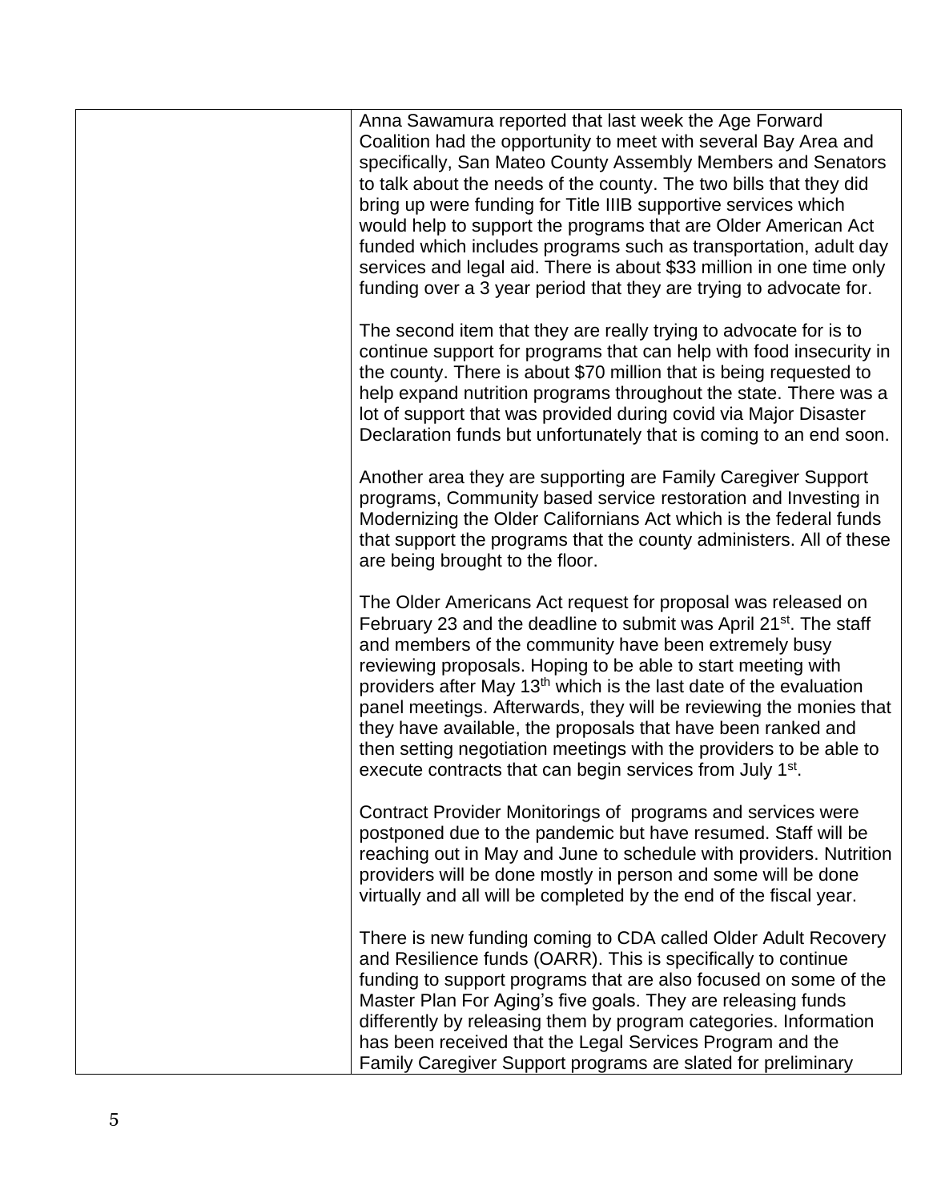| | |
|---|---|
| | Anna Sawamura reported that last week the Age Forward Coalition had the opportunity to meet with several Bay Area and specifically, San Mateo County Assembly Members and Senators to talk about the needs of the county. The two bills that they did bring up were funding for Title IIIB supportive services which would help to support the programs that are Older American Act funded which includes programs such as transportation, adult day services and legal aid. There is about $33 million in one time only funding over a 3 year period that they are trying to advocate for.<br><br>The second item that they are really trying to advocate for is to continue support for programs that can help with food insecurity in the county. There is about $70 million that is being requested to help expand nutrition programs throughout the state. There was a lot of support that was provided during covid via Major Disaster Declaration funds but unfortunately that is coming to an end soon.<br><br>Another area they are supporting are Family Caregiver Support programs, Community based service restoration and Investing in Modernizing the Older Californians Act which is the federal funds that support the programs that the county administers. All of these are being brought to the floor.<br><br>The Older Americans Act request for proposal was released on February 23 and the deadline to submit was April 21st. The staff and members of the community have been extremely busy reviewing proposals. Hoping to be able to start meeting with providers after May 13th which is the last date of the evaluation panel meetings. Afterwards, they will be reviewing the monies that they have available, the proposals that have been ranked and then setting negotiation meetings with the providers to be able to execute contracts that can begin services from July 1st.<br><br>Contract Provider Monitorings of programs and services were postponed due to the pandemic but have resumed. Staff will be reaching out in May and June to schedule with providers. Nutrition providers will be done mostly in person and some will be done virtually and all will be completed by the end of the fiscal year.<br><br>There is new funding coming to CDA called Older Adult Recovery and Resilience funds (OARR). This is specifically to continue funding to support programs that are also focused on some of the Master Plan For Aging's five goals. They are releasing funds differently by releasing them by program categories. Information has been received that the Legal Services Program and the Family Caregiver Support programs are slated for preliminary |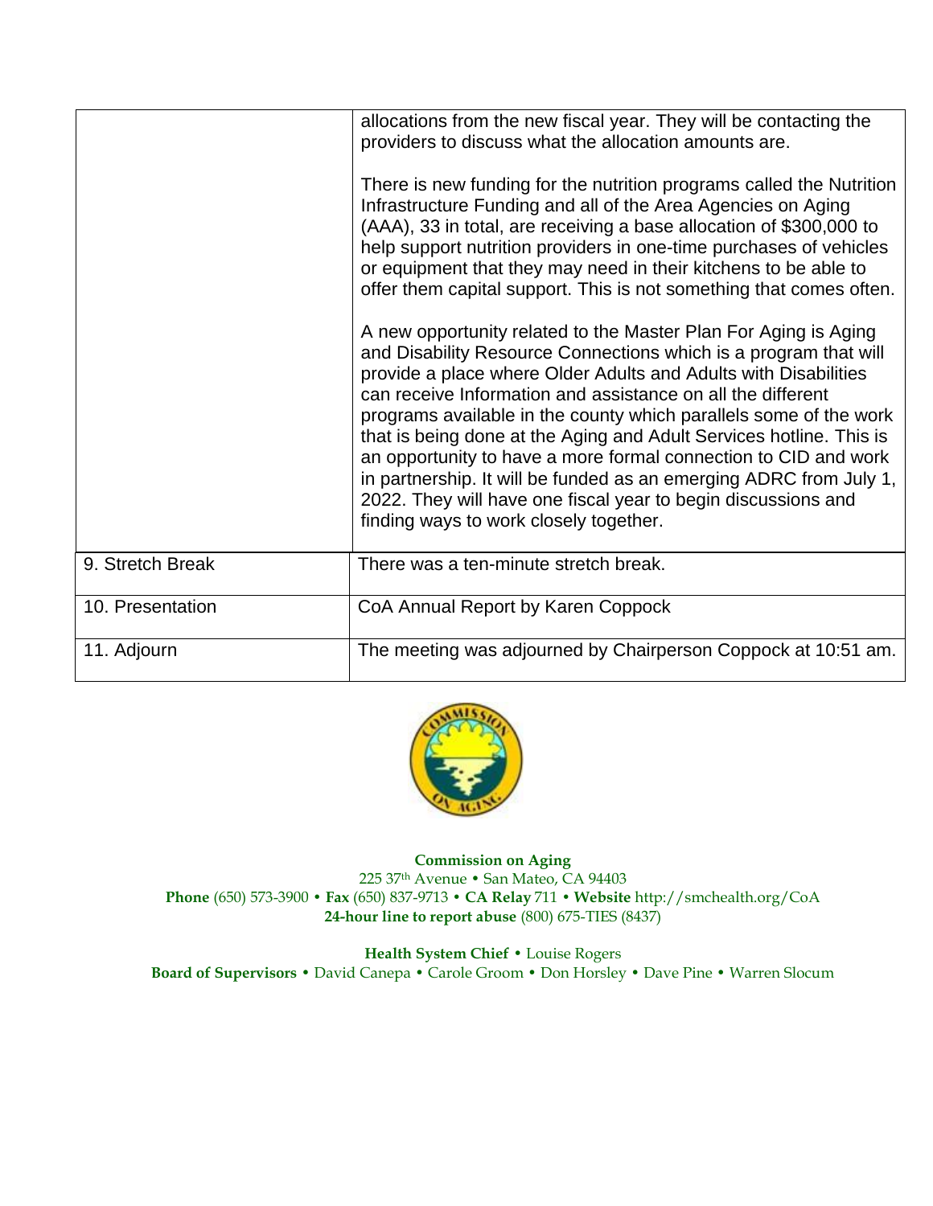| | |
|---|---|
| | allocations from the new fiscal year. They will be contacting the providers to discuss what the allocation amounts are.<br><br>There is new funding for the nutrition programs called the Nutrition Infrastructure Funding and all of the Area Agencies on Aging (AAA), 33 in total, are receiving a base allocation of $300,000 to help support nutrition providers in one-time purchases of vehicles or equipment that they may need in their kitchens to be able to offer them capital support. This is not something that comes often.<br><br>A new opportunity related to the Master Plan For Aging is Aging and Disability Resource Connections which is a program that will provide a place where Older Adults and Adults with Disabilities can receive Information and assistance on all the different programs available in the county which parallels some of the work that is being done at the Aging and Adult Services hotline. This is an opportunity to have a more formal connection to CID and work in partnership. It will be funded as an emerging ADRC from July 1, 2022. They will have one fiscal year to begin discussions and finding ways to work closely together. |
| 9. Stretch Break | There was a ten-minute stretch break. |
| 10. Presentation | CoA Annual Report by Karen Coppock |
| 11. Adjourn | The meeting was adjourned by Chairperson Coppock at 10:51 am. |

**Commission on Aging**
225 37th Avenue • San Mateo, CA 94403
**Phone** (650) 573-3900 • **Fax** (650) 837-9713 • **CA Relay** 711 • **Website** http://smchealth.org/CoA
**24-hour line to report abuse** (800) 675-TIES (8437)

**Health System Chief** • Louise Rogers
**Board of Supervisors** • David Canepa • Carole Groom • Don Horsley • Dave Pine • Warren Slocum